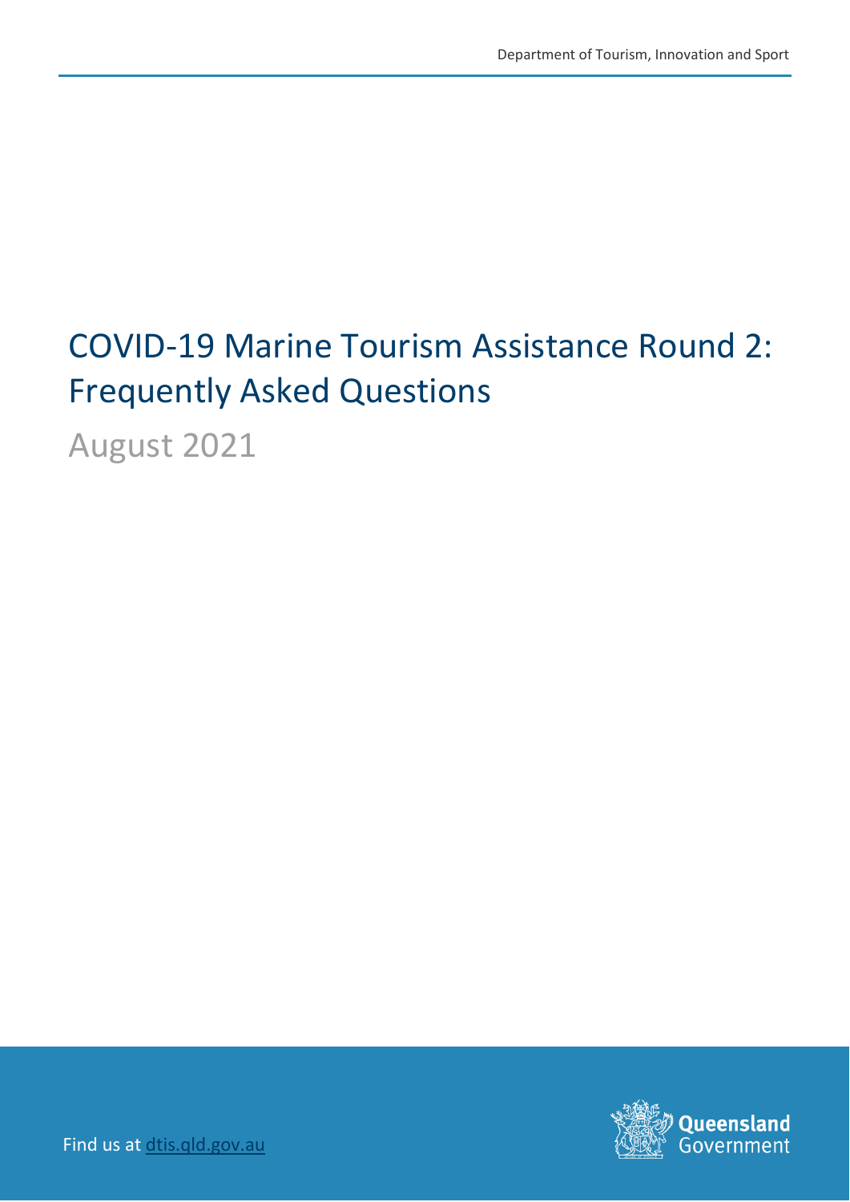Department of Tourism, Innovation and Sport

# COVID-19 Marine Tourism Assistance Round 2: Frequently Asked Questions

August 2021

Find us at [dtis.qld.gov.au](dtis.qld.gov.au)

Queensland Government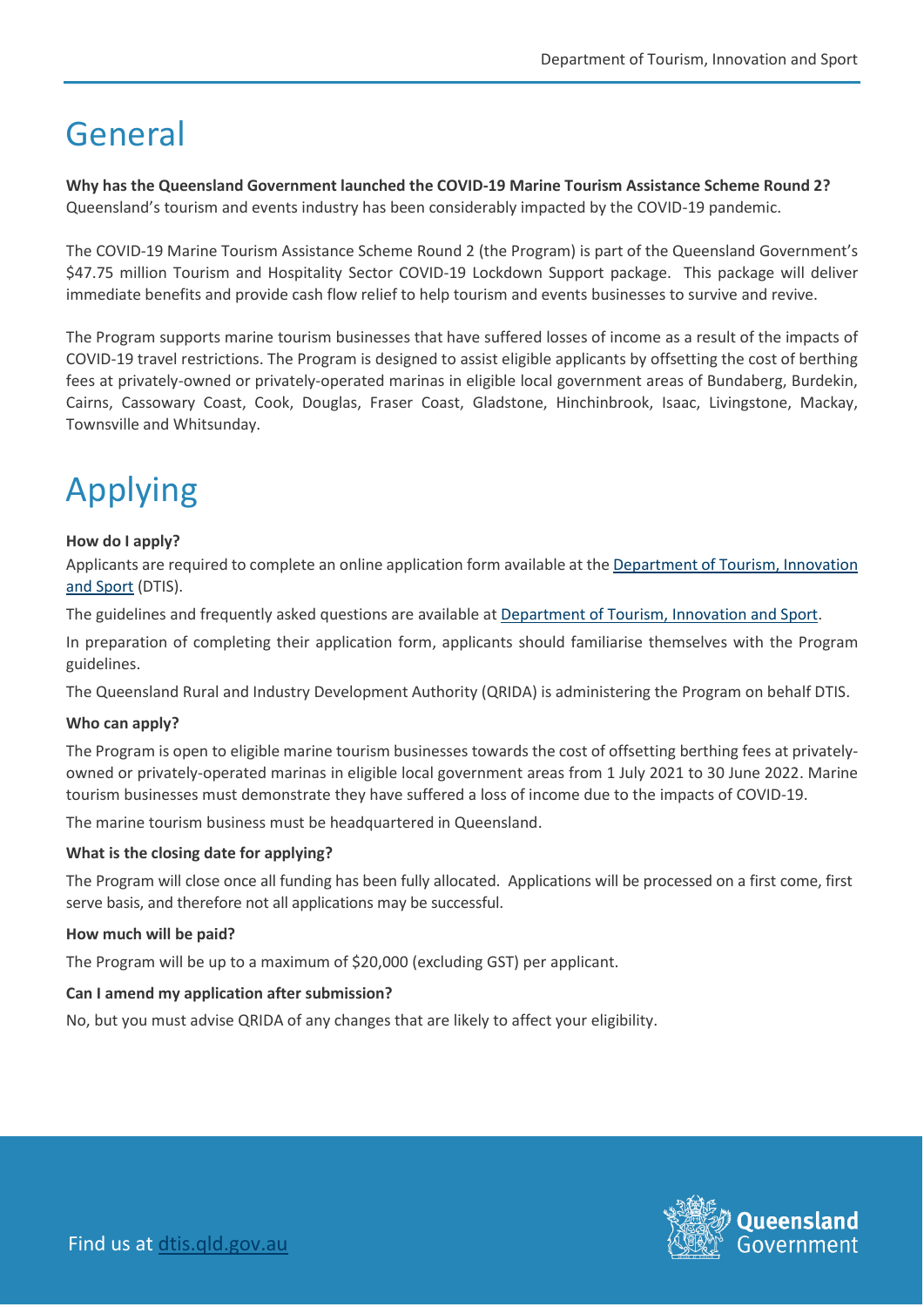# General

**Why has the Queensland Government launched the COVID-19 Marine Tourism Assistance Scheme Round 2?**
Queensland's tourism and events industry has been considerably impacted by the COVID-19 pandemic.

The COVID-19 Marine Tourism Assistance Scheme Round 2 (the Program) is part of the Queensland Government's $47.75 million Tourism and Hospitality Sector COVID-19 Lockdown Support package. This package will deliver immediate benefits and provide cash flow relief to help tourism and events businesses to survive and revive.

The Program supports marine tourism businesses that have suffered losses of income as a result of the impacts of COVID-19 travel restrictions. The Program is designed to assist eligible applicants by offsetting the cost of berthing fees at privately-owned or privately-operated marinas in eligible local government areas of Bundaberg, Burdekin, Cairns, Cassowary Coast, Cook, Douglas, Fraser Coast, Gladstone, Hinchinbrook, Isaac, Livingstone, Mackay, Townsville and Whitsunday.

# Applying

**How do I apply?**

Applicants are required to complete an online application form available at the Department of Tourism, Innovation and Sport (DTIS).

The guidelines and frequently asked questions are available at Department of Tourism, Innovation and Sport.

In preparation of completing their application form, applicants should familiarise themselves with the Program guidelines.

The Queensland Rural and Industry Development Authority (QRIDA) is administering the Program on behalf DTIS.

**Who can apply?**

The Program is open to eligible marine tourism businesses towards the cost of offsetting berthing fees at privately-owned or privately-operated marinas in eligible local government areas from 1 July 2021 to 30 June 2022. Marine tourism businesses must demonstrate they have suffered a loss of income due to the impacts of COVID-19.

The marine tourism business must be headquartered in Queensland.

**What is the closing date for applying?**

The Program will close once all funding has been fully allocated. Applications will be processed on a first come, first serve basis, and therefore not all applications may be successful.

**How much will be paid?**

The Program will be up to a maximum of $20,000 (excluding GST) per applicant.

**Can I amend my application after submission?**

No, but you must advise QRIDA of any changes that are likely to affect your eligibility.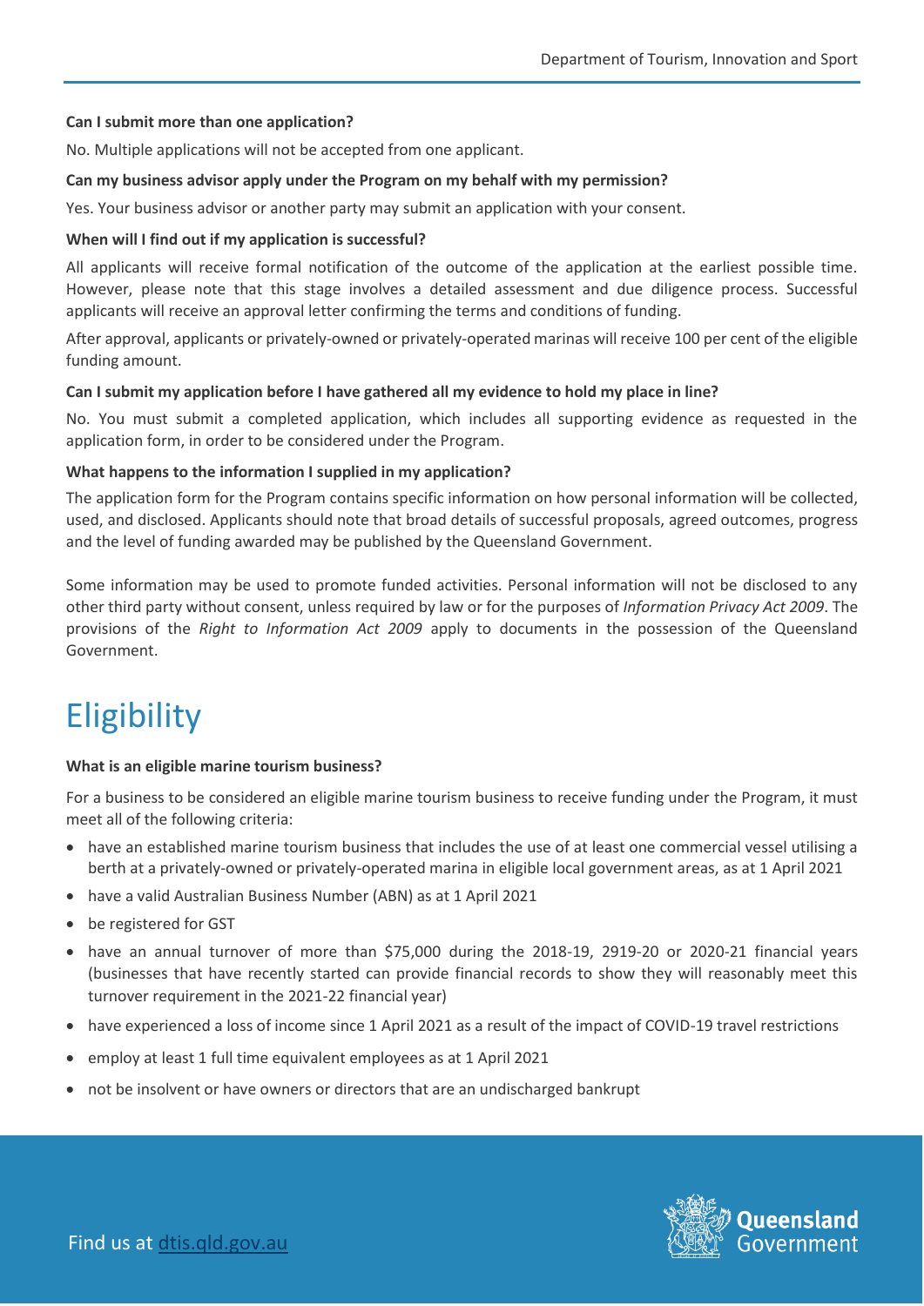**Can I submit more than one application?**

No. Multiple applications will not be accepted from one applicant.

**Can my business advisor apply under the Program on my behalf with my permission?**

Yes. Your business advisor or another party may submit an application with your consent.

**When will I find out if my application is successful?**

All applicants will receive formal notification of the outcome of the application at the earliest possible time. However, please note that this stage involves a detailed assessment and due diligence process. Successful applicants will receive an approval letter confirming the terms and conditions of funding.

After approval, applicants or privately-owned or privately-operated marinas will receive 100 per cent of the eligible funding amount.

**Can I submit my application before I have gathered all my evidence to hold my place in line?**

No. You must submit a completed application, which includes all supporting evidence as requested in the application form, in order to be considered under the Program.

**What happens to the information I supplied in my application?**

The application form for the Program contains specific information on how personal information will be collected, used, and disclosed. Applicants should note that broad details of successful proposals, agreed outcomes, progress and the level of funding awarded may be published by the Queensland Government.

Some information may be used to promote funded activities. Personal information will not be disclosed to any other third party without consent, unless required by law or for the purposes of *Information Privacy Act 2009*. The provisions of the *Right to Information Act 2009* apply to documents in the possession of the Queensland Government.

# Eligibility

**What is an eligible marine tourism business?**

For a business to be considered an eligible marine tourism business to receive funding under the Program, it must meet all of the following criteria:

- have an established marine tourism business that includes the use of at least one commercial vessel utilising a berth at a privately-owned or privately-operated marina in eligible local government areas, as at 1 April 2021
- have a valid Australian Business Number (ABN) as at 1 April 2021
- be registered for GST
- have an annual turnover of more than $75,000 during the 2018-19, 2919-20 or 2020-21 financial years (businesses that have recently started can provide financial records to show they will reasonably meet this turnover requirement in the 2021-22 financial year)
- have experienced a loss of income since 1 April 2021 as a result of the impact of COVID-19 travel restrictions
- employ at least 1 full time equivalent employees as at 1 April 2021
- not be insolvent or have owners or directors that are an undischarged bankrupt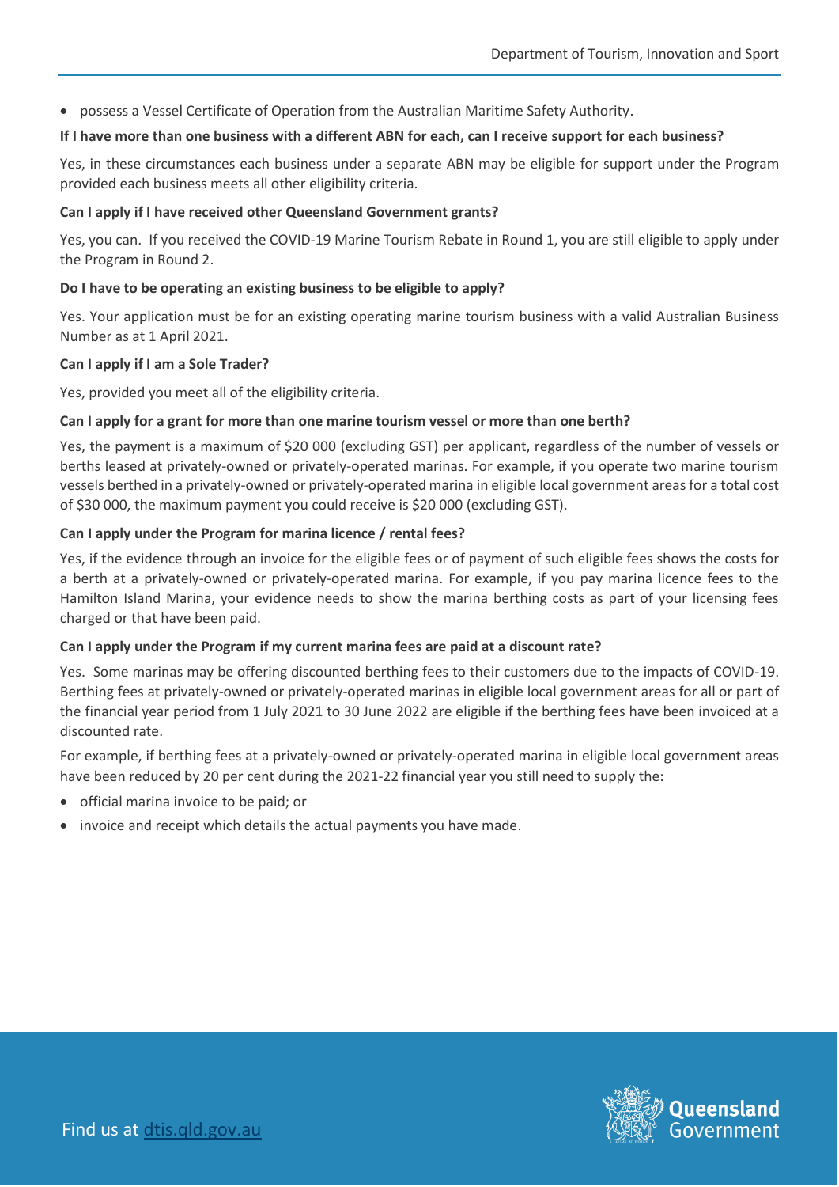- possess a Vessel Certificate of Operation from the Australian Maritime Safety Authority.

**If I have more than one business with a different ABN for each, can I receive support for each business?**

Yes, in these circumstances each business under a separate ABN may be eligible for support under the Program provided each business meets all other eligibility criteria.

**Can I apply if I have received other Queensland Government grants?**

Yes, you can. If you received the COVID-19 Marine Tourism Rebate in Round 1, you are still eligible to apply under the Program in Round 2.

**Do I have to be operating an existing business to be eligible to apply?**

Yes. Your application must be for an existing operating marine tourism business with a valid Australian Business Number as at 1 April 2021.

**Can I apply if I am a Sole Trader?**

Yes, provided you meet all of the eligibility criteria.

**Can I apply for a grant for more than one marine tourism vessel or more than one berth?**

Yes, the payment is a maximum of $20 000 (excluding GST) per applicant, regardless of the number of vessels or berths leased at privately-owned or privately-operated marinas. For example, if you operate two marine tourism vessels berthed in a privately-owned or privately-operated marina in eligible local government areas for a total cost of $30 000, the maximum payment you could receive is $20 000 (excluding GST).

**Can I apply under the Program for marina licence / rental fees?**

Yes, if the evidence through an invoice for the eligible fees or of payment of such eligible fees shows the costs for a berth at a privately-owned or privately-operated marina. For example, if you pay marina licence fees to the Hamilton Island Marina, your evidence needs to show the marina berthing costs as part of your licensing fees charged or that have been paid.

**Can I apply under the Program if my current marina fees are paid at a discount rate?**

Yes. Some marinas may be offering discounted berthing fees to their customers due to the impacts of COVID-19. Berthing fees at privately-owned or privately-operated marinas in eligible local government areas for all or part of the financial year period from 1 July 2021 to 30 June 2022 are eligible if the berthing fees have been invoiced at a discounted rate.

For example, if berthing fees at a privately-owned or privately-operated marina in eligible local government areas have been reduced by 20 per cent during the 2021-22 financial year you still need to supply the:

- official marina invoice to be paid; or
- invoice and receipt which details the actual payments you have made.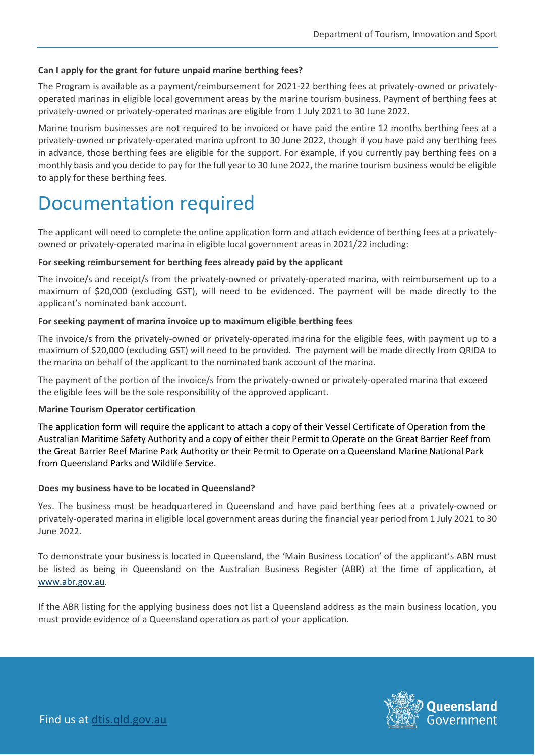**Can I apply for the grant for future unpaid marine berthing fees?**

The Program is available as a payment/reimbursement for 2021-22 berthing fees at privately-owned or privately-operated marinas in eligible local government areas by the marine tourism business. Payment of berthing fees at privately-owned or privately-operated marinas are eligible from 1 July 2021 to 30 June 2022.

Marine tourism businesses are not required to be invoiced or have paid the entire 12 months berthing fees at a privately-owned or privately-operated marina upfront to 30 June 2022, though if you have paid any berthing fees in advance, those berthing fees are eligible for the support. For example, if you currently pay berthing fees on a monthly basis and you decide to pay for the full year to 30 June 2022, the marine tourism business would be eligible to apply for these berthing fees.

# Documentation required

The applicant will need to complete the online application form and attach evidence of berthing fees at a privately-owned or privately-operated marina in eligible local government areas in 2021/22 including:

**For seeking reimbursement for berthing fees already paid by the applicant**

The invoice/s and receipt/s from the privately-owned or privately-operated marina, with reimbursement up to a maximum of $20,000 (excluding GST), will need to be evidenced. The payment will be made directly to the applicant's nominated bank account.

**For seeking payment of marina invoice up to maximum eligible berthing fees**

The invoice/s from the privately-owned or privately-operated marina for the eligible fees, with payment up to a maximum of $20,000 (excluding GST) will need to be provided. The payment will be made directly from QRIDA to the marina on behalf of the applicant to the nominated bank account of the marina.

The payment of the portion of the invoice/s from the privately-owned or privately-operated marina that exceed the eligible fees will be the sole responsibility of the approved applicant.

**Marine Tourism Operator certification**

The application form will require the applicant to attach a copy of their Vessel Certificate of Operation from the Australian Maritime Safety Authority and a copy of either their Permit to Operate on the Great Barrier Reef from the Great Barrier Reef Marine Park Authority or their Permit to Operate on a Queensland Marine National Park from Queensland Parks and Wildlife Service.

**Does my business have to be located in Queensland?**

Yes. The business must be headquartered in Queensland and have paid berthing fees at a privately-owned or privately-operated marina in eligible local government areas during the financial year period from 1 July 2021 to 30 June 2022.

To demonstrate your business is located in Queensland, the 'Main Business Location' of the applicant's ABN must be listed as being in Queensland on the Australian Business Register (ABR) at the time of application, at www.abr.gov.au.

If the ABR listing for the applying business does not list a Queensland address as the main business location, you must provide evidence of a Queensland operation as part of your application.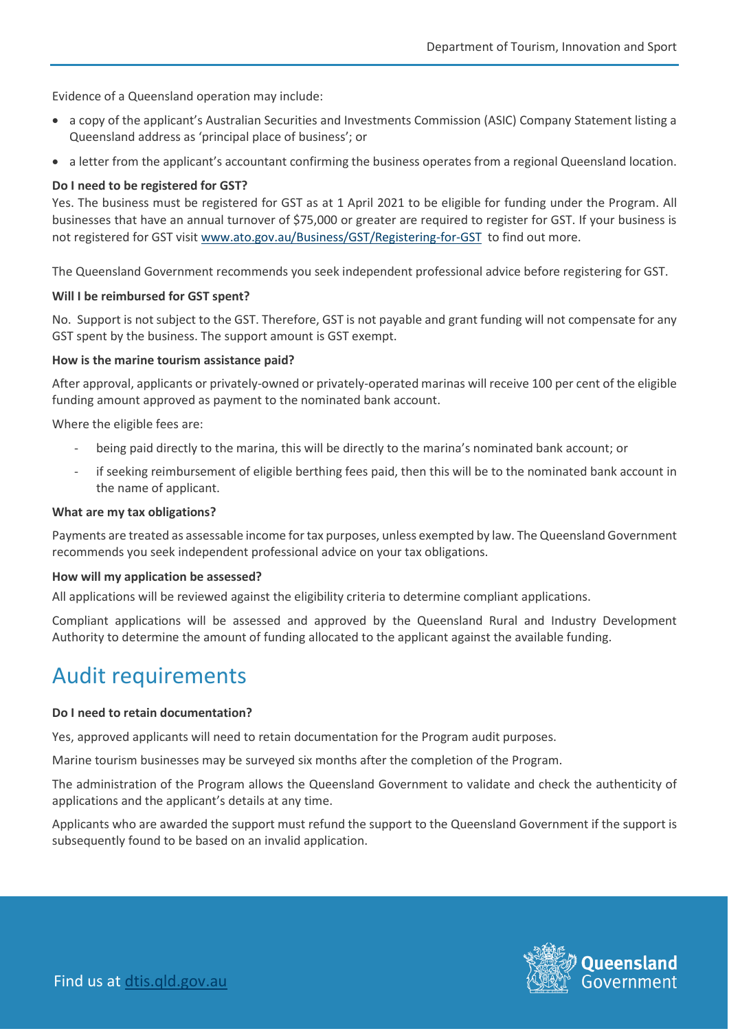Evidence of a Queensland operation may include:

- a copy of the applicant's Australian Securities and Investments Commission (ASIC) Company Statement listing a Queensland address as 'principal place of business'; or
- a letter from the applicant's accountant confirming the business operates from a regional Queensland location.

**Do I need to be registered for GST?**

Yes. The business must be registered for GST as at 1 April 2021 to be eligible for funding under the Program. All businesses that have an annual turnover of $75,000 or greater are required to register for GST. If your business is not registered for GST visit [www.ato.gov.au/Business/GST/Registering-for-GST](http://www.ato.gov.au/Business/GST/Registering-for-GST) to find out more.

The Queensland Government recommends you seek independent professional advice before registering for GST.

**Will I be reimbursed for GST spent?**

No. Support is not subject to the GST. Therefore, GST is not payable and grant funding will not compensate for any GST spent by the business. The support amount is GST exempt.

**How is the marine tourism assistance paid?**

After approval, applicants or privately-owned or privately-operated marinas will receive 100 per cent of the eligible funding amount approved as payment to the nominated bank account.

Where the eligible fees are:

- being paid directly to the marina, this will be directly to the marina's nominated bank account; or
- if seeking reimbursement of eligible berthing fees paid, then this will be to the nominated bank account in the name of applicant.

**What are my tax obligations?**

Payments are treated as assessable income for tax purposes, unless exempted by law. The Queensland Government recommends you seek independent professional advice on your tax obligations.

**How will my application be assessed?**

All applications will be reviewed against the eligibility criteria to determine compliant applications.

Compliant applications will be assessed and approved by the Queensland Rural and Industry Development Authority to determine the amount of funding allocated to the applicant against the available funding.

# Audit requirements

**Do I need to retain documentation?**

Yes, approved applicants will need to retain documentation for the Program audit purposes.

Marine tourism businesses may be surveyed six months after the completion of the Program.

The administration of the Program allows the Queensland Government to validate and check the authenticity of applications and the applicant's details at any time.

Applicants who are awarded the support must refund the support to the Queensland Government if the support is subsequently found to be based on an invalid application.

Find us at [dtis.qld.gov.au](http://dtis.qld.gov.au)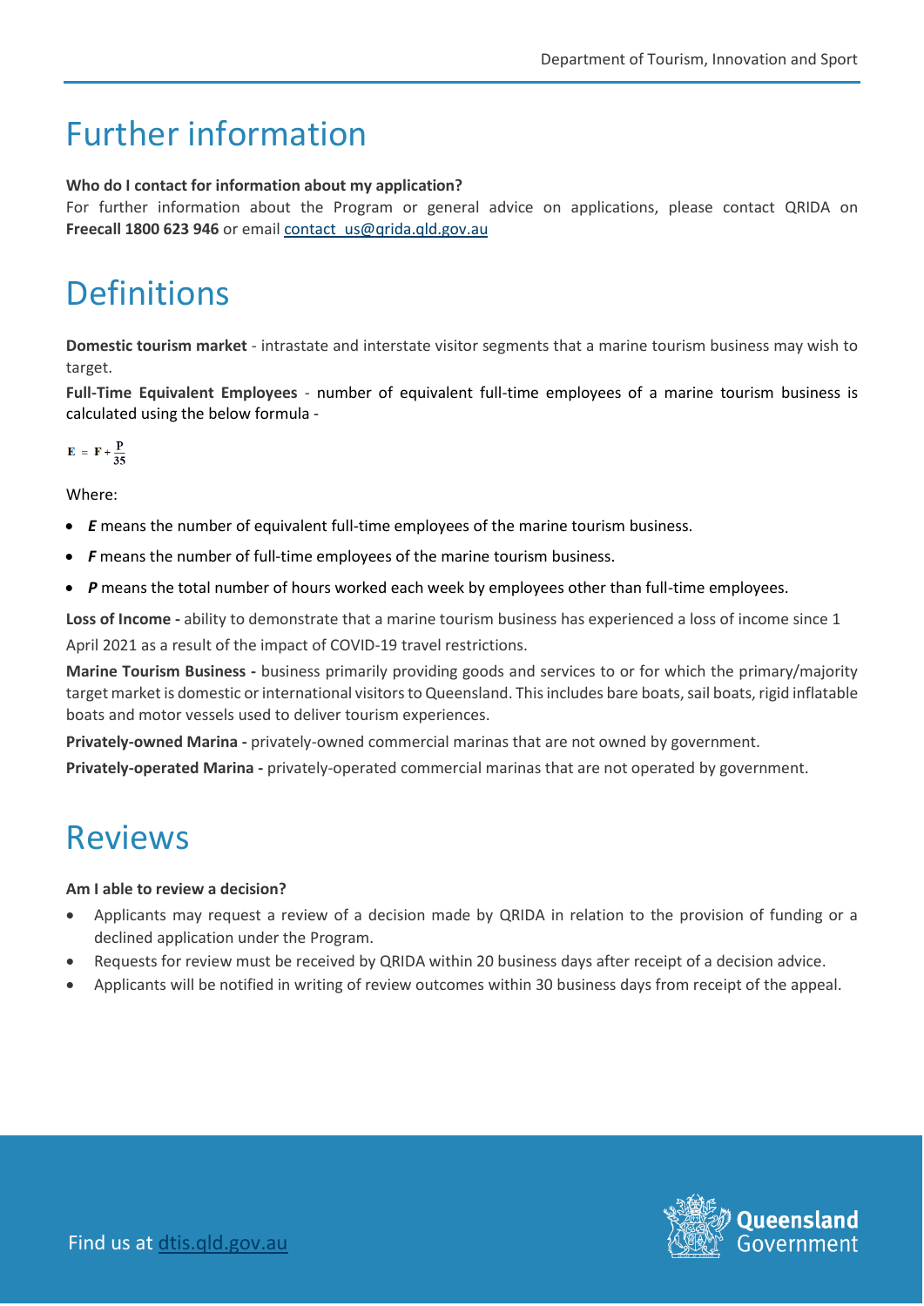# Further information

**Who do I contact for information about my application?**

For further information about the Program or general advice on applications, please contact QRIDA on **Freecall 1800 623 946** or email contact_us@qrida.qld.gov.au

# Definitions

**Domestic tourism market** - intrastate and interstate visitor segments that a marine tourism business may wish to target.

**Full-Time Equivalent Employees** - number of equivalent full-time employees of a marine tourism business is calculated using the below formula -

$$E = F + \frac{P}{35}$$

Where:

- ***E*** means the number of equivalent full-time employees of the marine tourism business.
- ***F*** means the number of full-time employees of the marine tourism business.
- ***P*** means the total number of hours worked each week by employees other than full-time employees.

**Loss of Income -** ability to demonstrate that a marine tourism business has experienced a loss of income since 1 April 2021 as a result of the impact of COVID-19 travel restrictions.

**Marine Tourism Business -** business primarily providing goods and services to or for which the primary/majority target market is domestic or international visitors to Queensland. This includes bare boats, sail boats, rigid inflatable boats and motor vessels used to deliver tourism experiences.

**Privately-owned Marina -** privately-owned commercial marinas that are not owned by government.

**Privately-operated Marina -** privately-operated commercial marinas that are not operated by government.

# Reviews

**Am I able to review a decision?**

- Applicants may request a review of a decision made by QRIDA in relation to the provision of funding or a declined application under the Program.
- Requests for review must be received by QRIDA within 20 business days after receipt of a decision advice.
- Applicants will be notified in writing of review outcomes within 30 business days from receipt of the appeal.

Find us at dtis.qld.gov.au